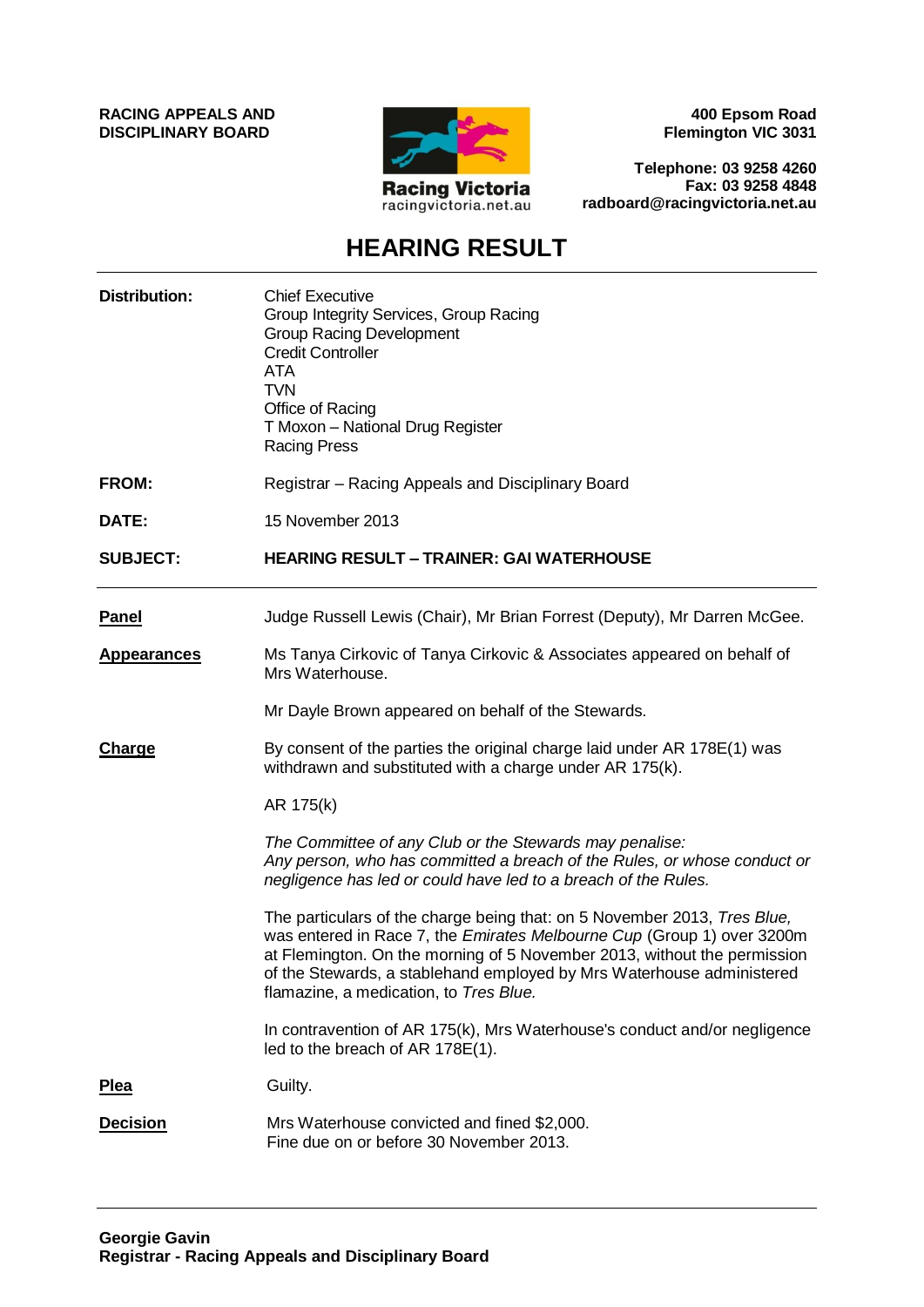**RACING APPEALS AND DISCIPLINARY BOARD**

Racing Victoria
racingvictoria.net.au

**400 Epsom Road**
**Flemington VIC 3031**

**Telephone: 03 9258 4260**
**Fax: 03 9258 4848**
**radboard@racingvictoria.net.au**

# HEARING RESULT

**Distribution:** Chief Executive
Group Integrity Services, Group Racing
Group Racing Development
Credit Controller
ATA
TVN
Office of Racing
T Moxon – National Drug Register
Racing Press

**FROM:** Registrar – Racing Appeals and Disciplinary Board

**DATE:** 15 November 2013

**SUBJECT:** **HEARING RESULT – TRAINER: GAI WATERHOUSE**

---

**Panel**

Judge Russell Lewis (Chair), Mr Brian Forrest (Deputy), Mr Darren McGee.

**Appearances**

Ms Tanya Cirkovic of Tanya Cirkovic & Associates appeared on behalf of Mrs Waterhouse.

Mr Dayle Brown appeared on behalf of the Stewards.

**Charge**

By consent of the parties the original charge laid under AR 178E(1) was withdrawn and substituted with a charge under AR 175(k).

AR 175(k)

*The Committee of any Club or the Stewards may penalise:*
*Any person, who has committed a breach of the Rules, or whose conduct or negligence has led or could have led to a breach of the Rules.*

The particulars of the charge being that: on 5 November 2013, *Tres Blue,* was entered in Race 7, the *Emirates Melbourne Cup* (Group 1) over 3200m at Flemington. On the morning of 5 November 2013, without the permission of the Stewards, a stablehand employed by Mrs Waterhouse administered flamazine, a medication, to *Tres Blue.*

In contravention of AR 175(k), Mrs Waterhouse's conduct and/or negligence led to the breach of AR 178E(1).

**Plea**

Guilty.

**Decision**

Mrs Waterhouse convicted and fined $2,000.
Fine due on or before 30 November 2013.

---

**Georgie Gavin**
**Registrar - Racing Appeals and Disciplinary Board**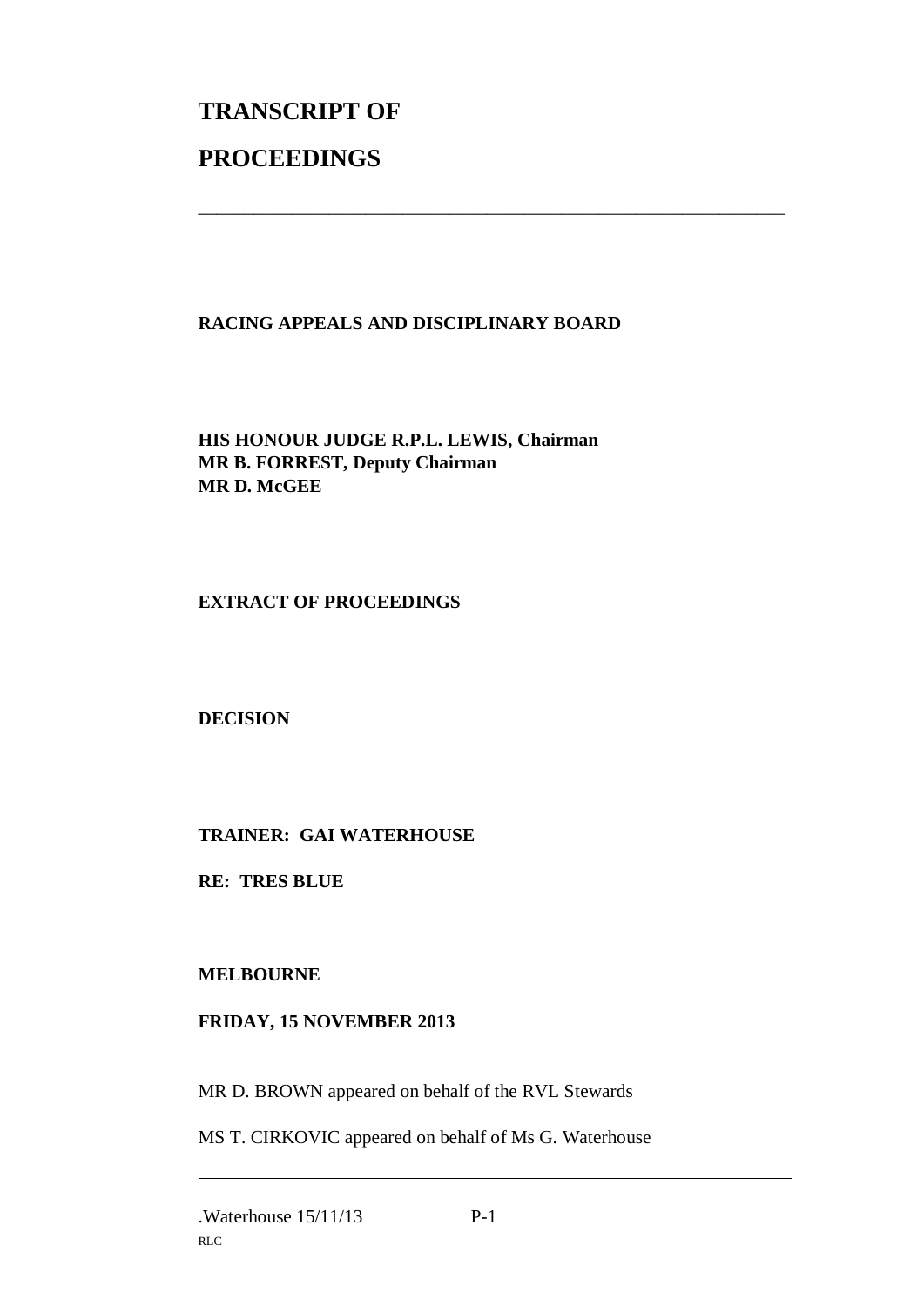# TRANSCRIPT OF

# PROCEEDINGS

---

**RACING APPEALS AND DISCIPLINARY BOARD**

**HIS HONOUR JUDGE R.P.L. LEWIS, Chairman**
**MR B. FORREST, Deputy Chairman**
**MR D. McGEE**

**EXTRACT OF PROCEEDINGS**

**DECISION**

**TRAINER: GAI WATERHOUSE**

**RE: TRES BLUE**

**MELBOURNE**

**FRIDAY, 15 NOVEMBER 2013**

MR D. BROWN appeared on behalf of the RVL Stewards

MS T. CIRKOVIC appeared on behalf of Ms G. Waterhouse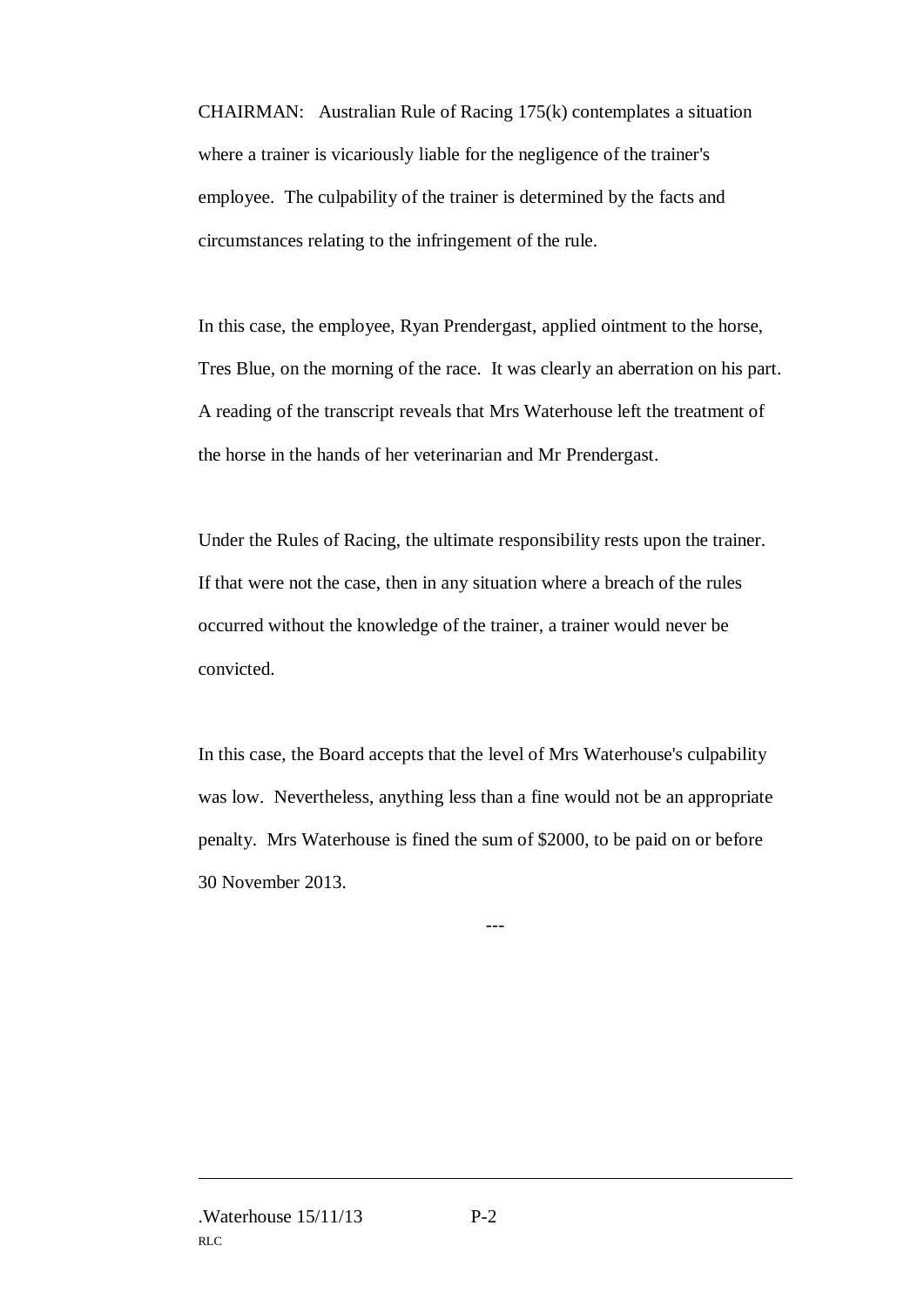CHAIRMAN: Australian Rule of Racing 175(k) contemplates a situation where a trainer is vicariously liable for the negligence of the trainer's employee. The culpability of the trainer is determined by the facts and circumstances relating to the infringement of the rule.

In this case, the employee, Ryan Prendergast, applied ointment to the horse, Tres Blue, on the morning of the race. It was clearly an aberration on his part. A reading of the transcript reveals that Mrs Waterhouse left the treatment of the horse in the hands of her veterinarian and Mr Prendergast.

Under the Rules of Racing, the ultimate responsibility rests upon the trainer. If that were not the case, then in any situation where a breach of the rules occurred without the knowledge of the trainer, a trainer would never be convicted.

In this case, the Board accepts that the level of Mrs Waterhouse's culpability was low. Nevertheless, anything less than a fine would not be an appropriate penalty. Mrs Waterhouse is fined the sum of $2000, to be paid on or before 30 November 2013.

---